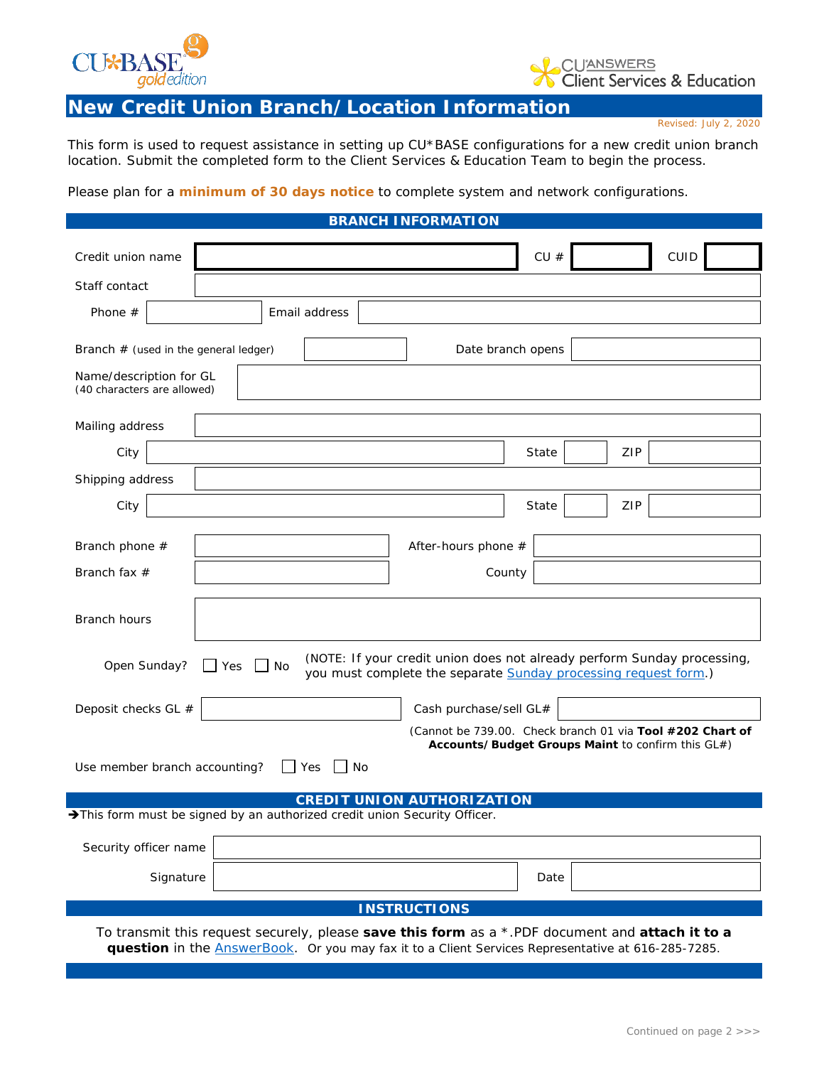CU*BASE gold edition

CU*ANSWERS Client Services & Education

# New Credit Union Branch/Location Information

Revised: July 2, 2020

This form is used to request assistance in setting up CU*BASE configurations for a new credit union branch location. Submit the completed form to the Client Services & Education Team to begin the process.

Please plan for a **minimum of 30 days notice** to complete system and network configurations.

## BRANCH INFORMATION

Credit union name ______ CU # ______ CUID ______

Staff contact ______

Phone # ______ Email address ______

Branch # (used in the general ledger) ______ Date branch opens ______

Name/description for GL (40 characters are allowed) ______

Mailing address ______

City ______ State ______ ZIP ______

Shipping address ______

City ______ State ______ ZIP ______

Branch phone # ______ After-hours phone # ______

Branch fax # ______ County ______

Branch hours ______

Open Sunday? ☐ Yes ☐ No (NOTE: If your credit union does not already perform Sunday processing, you must complete the separate Sunday processing request form.)

Deposit checks GL # ______ Cash purchase/sell GL# ______

(Cannot be 739.00. Check branch 01 via **Tool #202 Chart of Accounts/Budget Groups Maint** to confirm this GL#)

Use member branch accounting? ☐ Yes ☐ No

## CREDIT UNION AUTHORIZATION

➔This form must be signed by an authorized credit union Security Officer.

Security officer name ______

Signature ______ Date ______

## INSTRUCTIONS

To transmit this request securely, please **save this form** as a *.PDF document and **attach it to a question** in the AnswerBook. Or you may fax it to a Client Services Representative at 616-285-7285.

Continued on page 2 >>>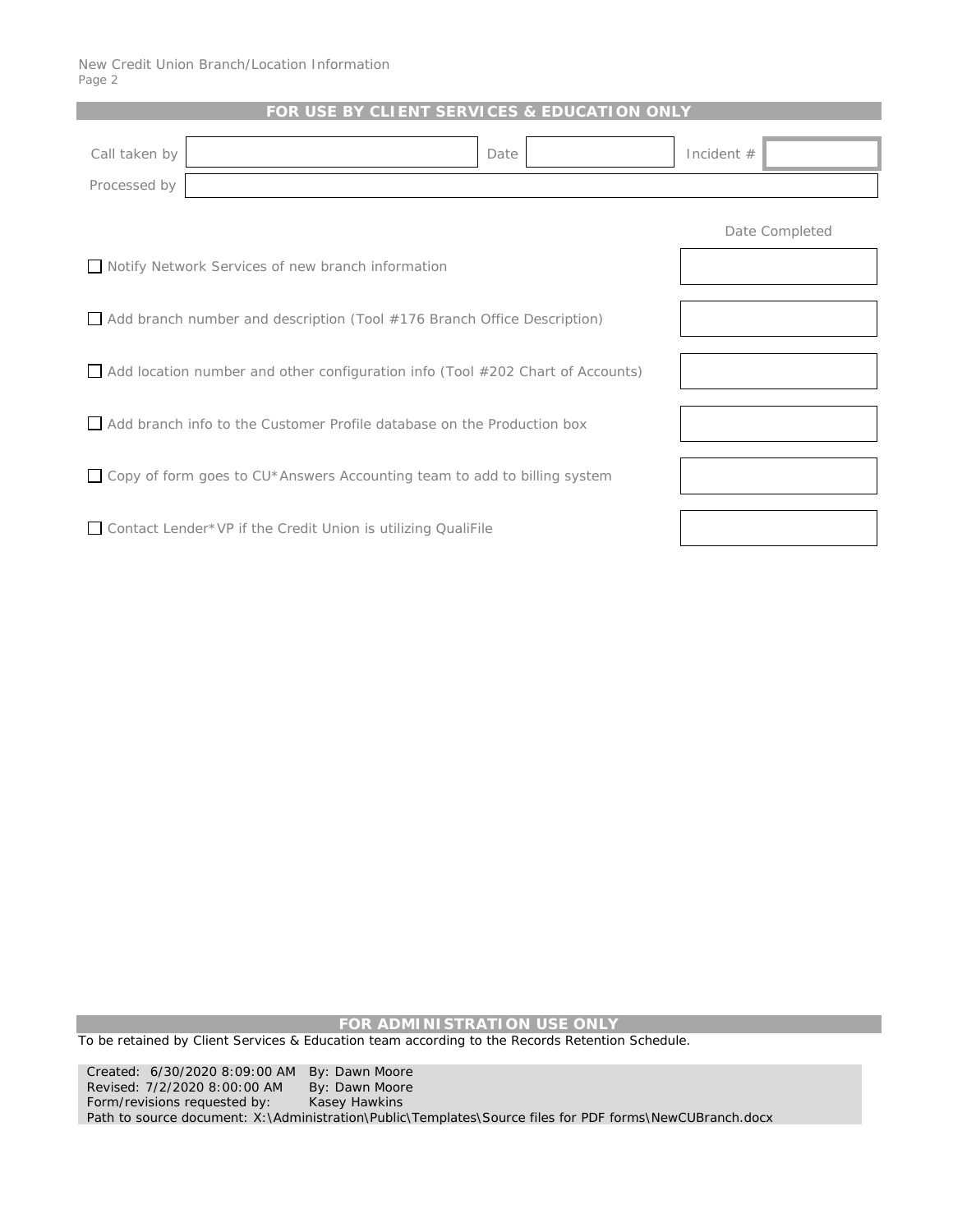## FOR USE BY CLIENT SERVICES & EDUCATION ONLY

| | | | | | |
|---|---|---|---|---|---|
| Call taken by | | Date | | Incident # | |
| Processed by | | | | | |

| | Date Completed |
|---|---|
| ☐ Notify Network Services of new branch information | |
| ☐ Add branch number and description (Tool #176 Branch Office Description) | |
| ☐ Add location number and other configuration info (Tool #202 Chart of Accounts) | |
| ☐ Add branch info to the Customer Profile database on the Production box | |
| ☐ Copy of form goes to CU*Answers Accounting team to add to billing system | |
| ☐ Contact Lender*VP if the Credit Union is utilizing QualiFile | |

## FOR ADMINISTRATION USE ONLY

To be retained by Client Services & Education team according to the Records Retention Schedule.

Created: 6/30/2020 8:09:00 AM By: Dawn Moore
Revised: 7/2/2020 8:00:00 AM By: Dawn Moore
Form/revisions requested by: Kasey Hawkins
Path to source document: X:\Administration\Public\Templates\Source files for PDF forms\NewCUBranch.docx